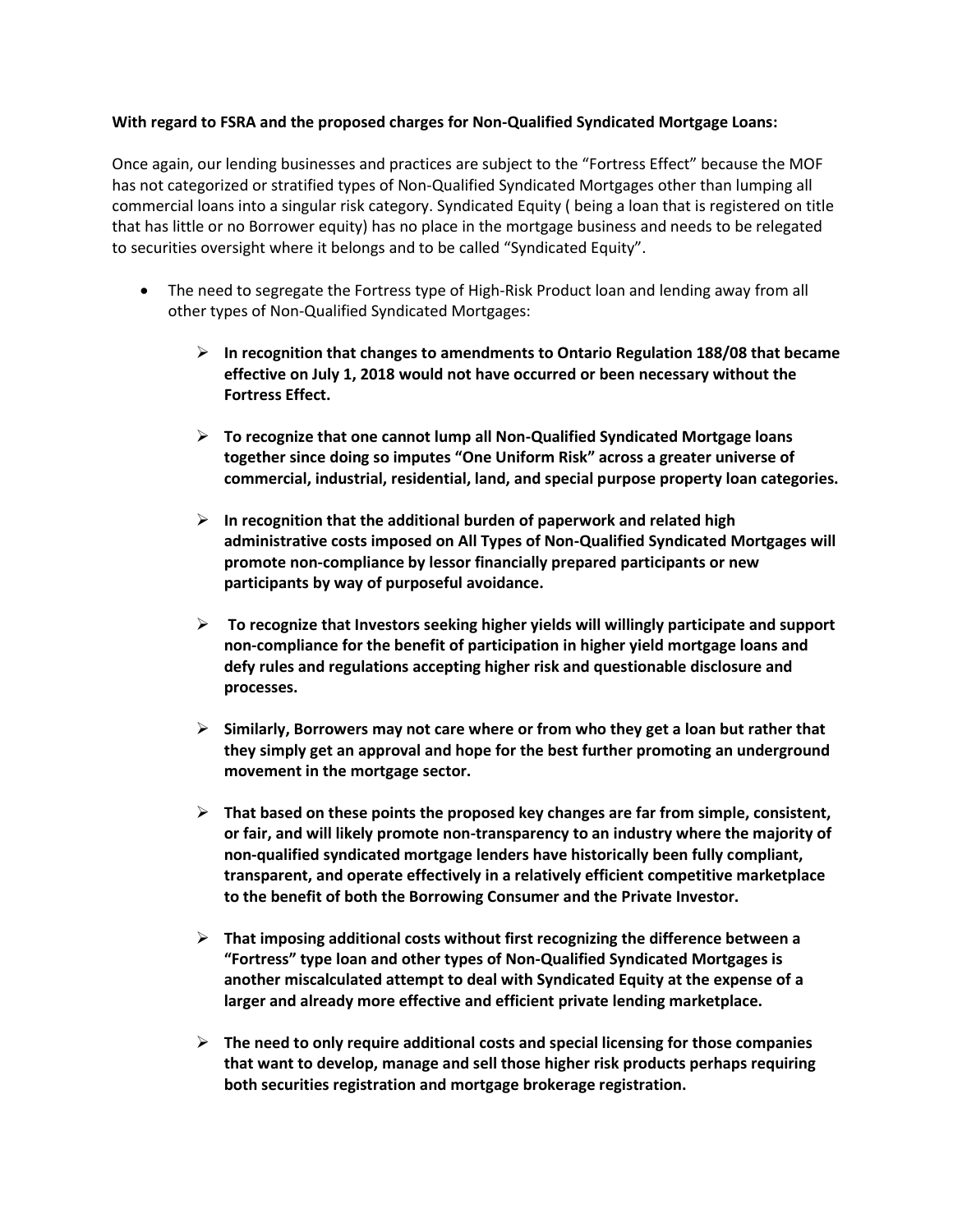**With regard to FSRA and the proposed charges for Non-Qualified Syndicated Mortgage Loans:**

Once again, our lending businesses and practices are subject to the "Fortress Effect" because the MOF has not categorized or stratified types of Non-Qualified Syndicated Mortgages other than lumping all commercial loans into a singular risk category. Syndicated Equity ( being a loan that is registered on title that has little or no Borrower equity) has no place in the mortgage business and needs to be relegated to securities oversight where it belongs and to be called "Syndicated Equity".

- The need to segregate the Fortress type of High-Risk Product loan and lending away from all other types of Non-Qualified Syndicated Mortgages:
  - **In recognition that changes to amendments to Ontario Regulation 188/08 that became effective on July 1, 2018 would not have occurred or been necessary without the Fortress Effect.**
  - **To recognize that one cannot lump all Non-Qualified Syndicated Mortgage loans together since doing so imputes "One Uniform Risk" across a greater universe of commercial, industrial, residential, land, and special purpose property loan categories.**
  - **In recognition that the additional burden of paperwork and related high administrative costs imposed on All Types of Non-Qualified Syndicated Mortgages will promote non-compliance by lessor financially prepared participants or new participants by way of purposeful avoidance.**
  - **To recognize that Investors seeking higher yields will willingly participate and support non-compliance for the benefit of participation in higher yield mortgage loans and defy rules and regulations accepting higher risk and questionable disclosure and processes.**
  - **Similarly, Borrowers may not care where or from who they get a loan but rather that they simply get an approval and hope for the best further promoting an underground movement in the mortgage sector.**
  - **That based on these points the proposed key changes are far from simple, consistent, or fair, and will likely promote non-transparency to an industry where the majority of non-qualified syndicated mortgage lenders have historically been fully compliant, transparent, and operate effectively in a relatively efficient competitive marketplace to the benefit of both the Borrowing Consumer and the Private Investor.**
  - **That imposing additional costs without first recognizing the difference between a "Fortress" type loan and other types of Non-Qualified Syndicated Mortgages is another miscalculated attempt to deal with Syndicated Equity at the expense of a larger and already more effective and efficient private lending marketplace.**
  - **The need to only require additional costs and special licensing for those companies that want to develop, manage and sell those higher risk products perhaps requiring both securities registration and mortgage brokerage registration.**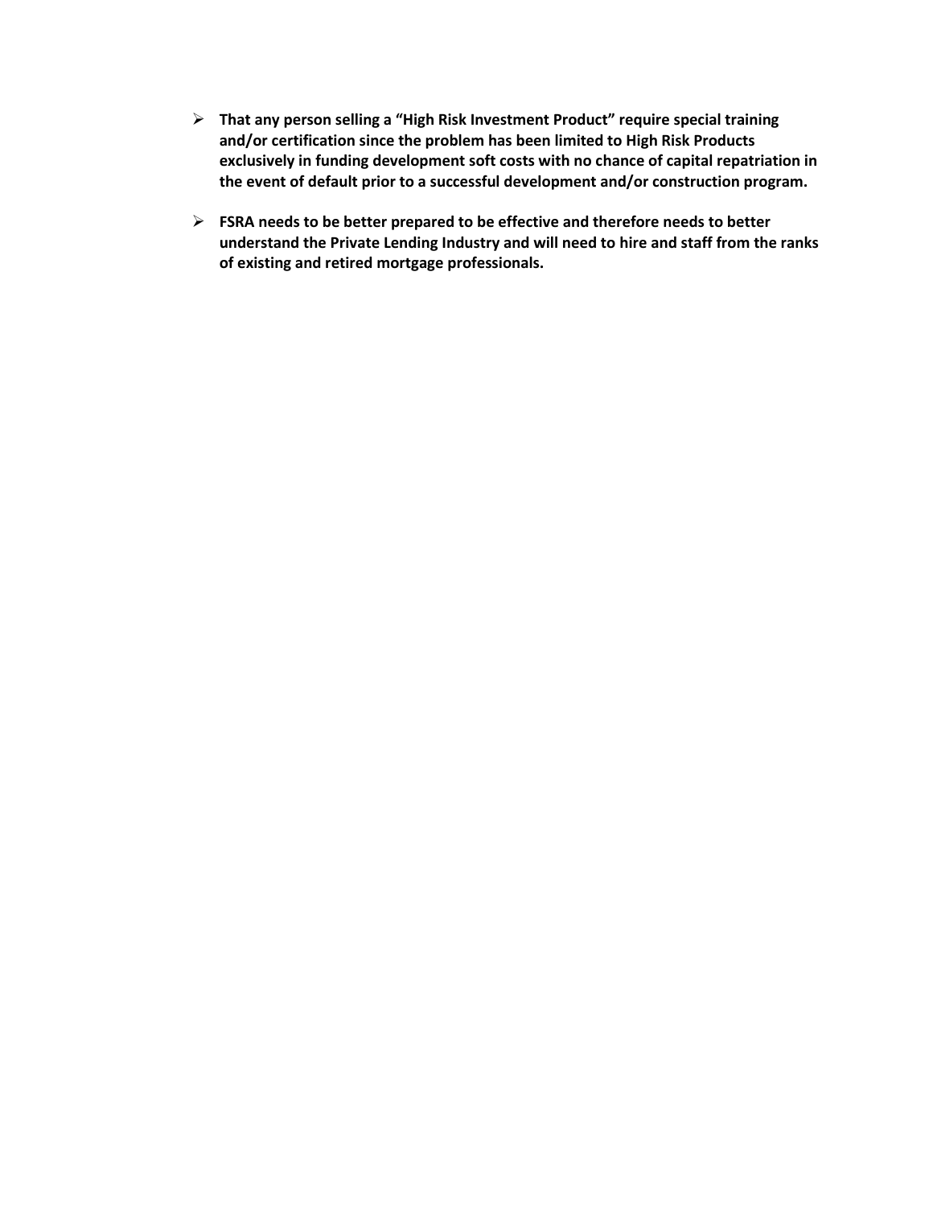- **That any person selling a "High Risk Investment Product" require special training and/or certification since the problem has been limited to High Risk Products exclusively in funding development soft costs with no chance of capital repatriation in the event of default prior to a successful development and/or construction program.**

- **FSRA needs to be better prepared to be effective and therefore needs to better understand the Private Lending Industry and will need to hire and staff from the ranks of existing and retired mortgage professionals.**